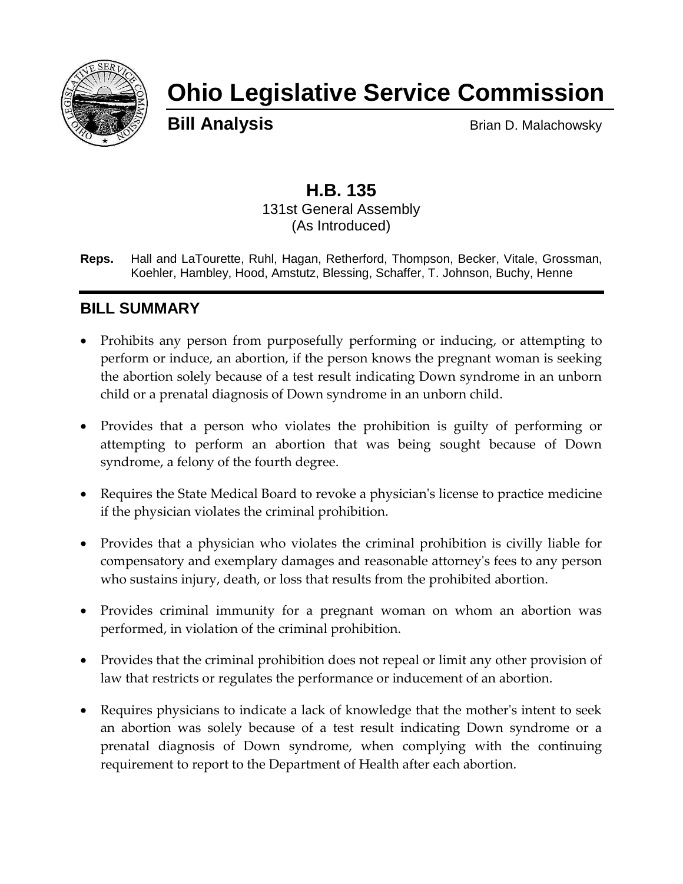# Ohio Legislative Service Commission

**Bill Analysis** Brian D. Malachowsky

## H.B. 135

131st General Assembly
(As Introduced)

**Reps.** Hall and LaTourette, Ruhl, Hagan, Retherford, Thompson, Becker, Vitale, Grossman, Koehler, Hambley, Hood, Amstutz, Blessing, Schaffer, T. Johnson, Buchy, Henne

## BILL SUMMARY

- Prohibits any person from purposefully performing or inducing, or attempting to perform or induce, an abortion, if the person knows the pregnant woman is seeking the abortion solely because of a test result indicating Down syndrome in an unborn child or a prenatal diagnosis of Down syndrome in an unborn child.
- Provides that a person who violates the prohibition is guilty of performing or attempting to perform an abortion that was being sought because of Down syndrome, a felony of the fourth degree.
- Requires the State Medical Board to revoke a physician's license to practice medicine if the physician violates the criminal prohibition.
- Provides that a physician who violates the criminal prohibition is civilly liable for compensatory and exemplary damages and reasonable attorney's fees to any person who sustains injury, death, or loss that results from the prohibited abortion.
- Provides criminal immunity for a pregnant woman on whom an abortion was performed, in violation of the criminal prohibition.
- Provides that the criminal prohibition does not repeal or limit any other provision of law that restricts or regulates the performance or inducement of an abortion.
- Requires physicians to indicate a lack of knowledge that the mother's intent to seek an abortion was solely because of a test result indicating Down syndrome or a prenatal diagnosis of Down syndrome, when complying with the continuing requirement to report to the Department of Health after each abortion.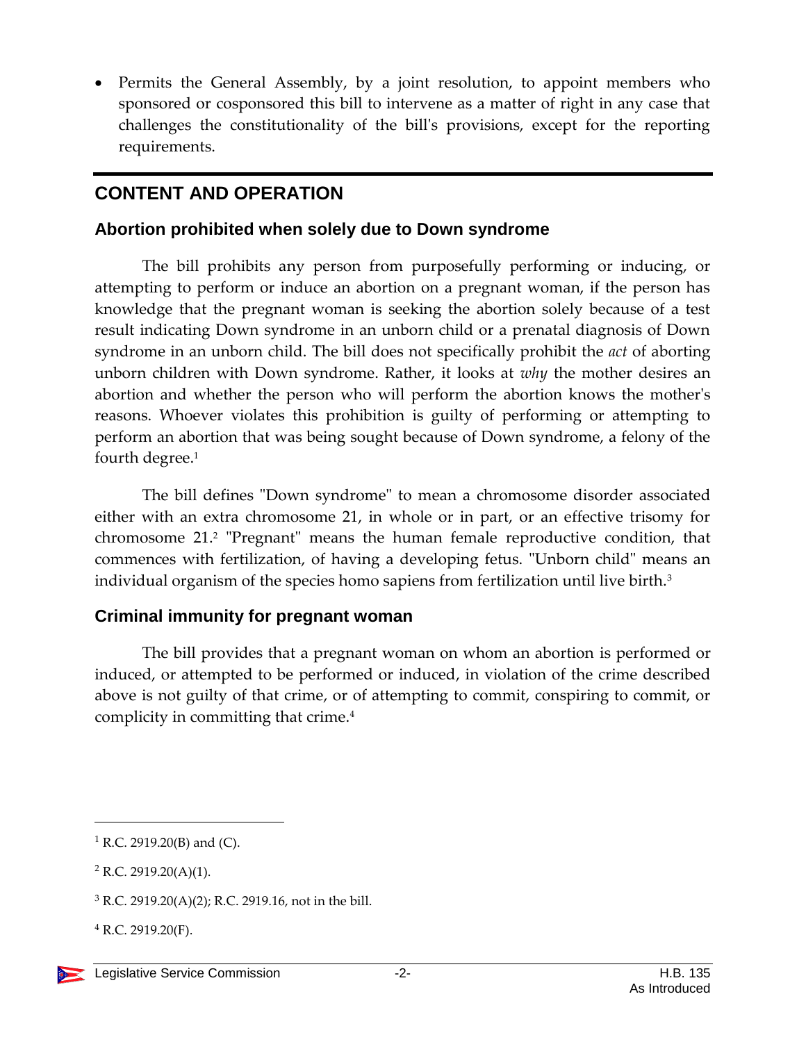- Permits the General Assembly, by a joint resolution, to appoint members who sponsored or cosponsored this bill to intervene as a matter of right in any case that challenges the constitutionality of the bill's provisions, except for the reporting requirements.

## CONTENT AND OPERATION

### Abortion prohibited when solely due to Down syndrome

The bill prohibits any person from purposefully performing or inducing, or attempting to perform or induce an abortion on a pregnant woman, if the person has knowledge that the pregnant woman is seeking the abortion solely because of a test result indicating Down syndrome in an unborn child or a prenatal diagnosis of Down syndrome in an unborn child. The bill does not specifically prohibit the *act* of aborting unborn children with Down syndrome. Rather, it looks at *why* the mother desires an abortion and whether the person who will perform the abortion knows the mother's reasons. Whoever violates this prohibition is guilty of performing or attempting to perform an abortion that was being sought because of Down syndrome, a felony of the fourth degree.[1]

The bill defines "Down syndrome" to mean a chromosome disorder associated either with an extra chromosome 21, in whole or in part, or an effective trisomy for chromosome 21.[2] "Pregnant" means the human female reproductive condition, that commences with fertilization, of having a developing fetus. "Unborn child" means an individual organism of the species homo sapiens from fertilization until live birth.[3]

### Criminal immunity for pregnant woman

The bill provides that a pregnant woman on whom an abortion is performed or induced, or attempted to be performed or induced, in violation of the crime described above is not guilty of that crime, or of attempting to commit, conspiring to commit, or complicity in committing that crime.[4]

---

[1] R.C. 2919.20(B) and (C).

[2] R.C. 2919.20(A)(1).

[3] R.C. 2919.20(A)(2); R.C. 2919.16, not in the bill.

[4] R.C. 2919.20(F).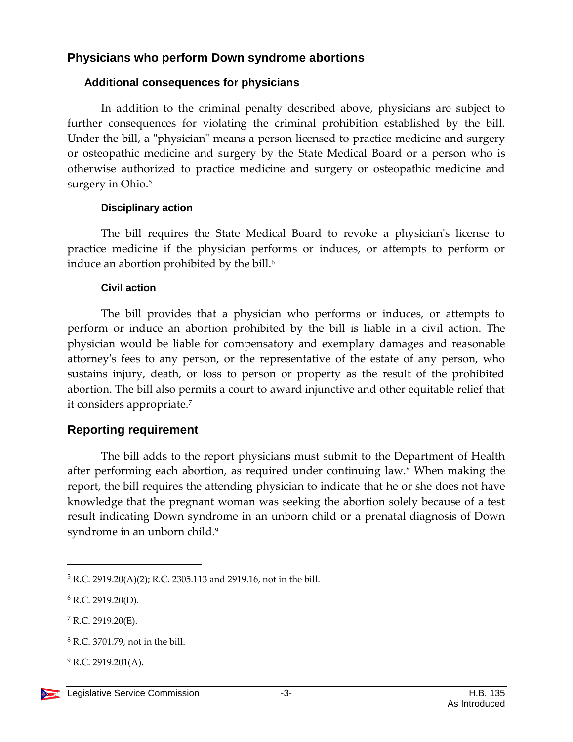## Physicians who perform Down syndrome abortions

### Additional consequences for physicians

In addition to the criminal penalty described above, physicians are subject to further consequences for violating the criminal prohibition established by the bill. Under the bill, a "physician" means a person licensed to practice medicine and surgery or osteopathic medicine and surgery by the State Medical Board or a person who is otherwise authorized to practice medicine and surgery or osteopathic medicine and surgery in Ohio.[5]

#### Disciplinary action

The bill requires the State Medical Board to revoke a physician's license to practice medicine if the physician performs or induces, or attempts to perform or induce an abortion prohibited by the bill.[6]

#### Civil action

The bill provides that a physician who performs or induces, or attempts to perform or induce an abortion prohibited by the bill is liable in a civil action. The physician would be liable for compensatory and exemplary damages and reasonable attorney's fees to any person, or the representative of the estate of any person, who sustains injury, death, or loss to person or property as the result of the prohibited abortion. The bill also permits a court to award injunctive and other equitable relief that it considers appropriate.[7]

## Reporting requirement

The bill adds to the report physicians must submit to the Department of Health after performing each abortion, as required under continuing law.[8] When making the report, the bill requires the attending physician to indicate that he or she does not have knowledge that the pregnant woman was seeking the abortion solely because of a test result indicating Down syndrome in an unborn child or a prenatal diagnosis of Down syndrome in an unborn child.[9]

---

[5] R.C. 2919.20(A)(2); R.C. 2305.113 and 2919.16, not in the bill.

[6] R.C. 2919.20(D).

[7] R.C. 2919.20(E).

[8] R.C. 3701.79, not in the bill.

[9] R.C. 2919.201(A).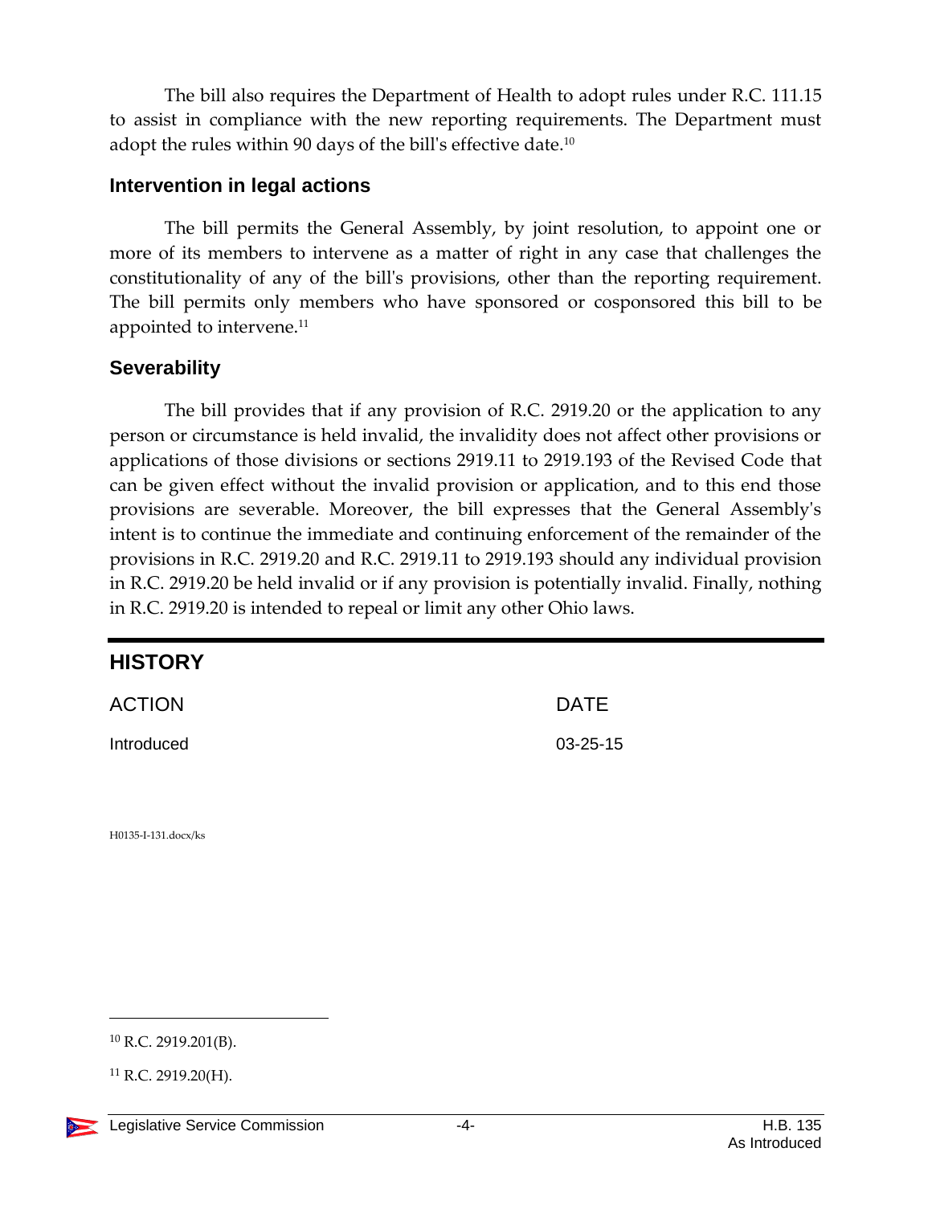The bill also requires the Department of Health to adopt rules under R.C. 111.15 to assist in compliance with the new reporting requirements. The Department must adopt the rules within 90 days of the bill's effective date.[10]

### Intervention in legal actions

The bill permits the General Assembly, by joint resolution, to appoint one or more of its members to intervene as a matter of right in any case that challenges the constitutionality of any of the bill's provisions, other than the reporting requirement. The bill permits only members who have sponsored or cosponsored this bill to be appointed to intervene.[11]

### Severability

The bill provides that if any provision of R.C. 2919.20 or the application to any person or circumstance is held invalid, the invalidity does not affect other provisions or applications of those divisions or sections 2919.11 to 2919.193 of the Revised Code that can be given effect without the invalid provision or application, and to this end those provisions are severable. Moreover, the bill expresses that the General Assembly's intent is to continue the immediate and continuing enforcement of the remainder of the provisions in R.C. 2919.20 and R.C. 2919.11 to 2919.193 should any individual provision in R.C. 2919.20 be held invalid or if any provision is potentially invalid. Finally, nothing in R.C. 2919.20 is intended to repeal or limit any other Ohio laws.

## HISTORY

| ACTION | DATE |
| --- | --- |
| Introduced | 03-25-15 |

H0135-I-131.docx/ks

[10] R.C. 2919.201(B).

[11] R.C. 2919.20(H).